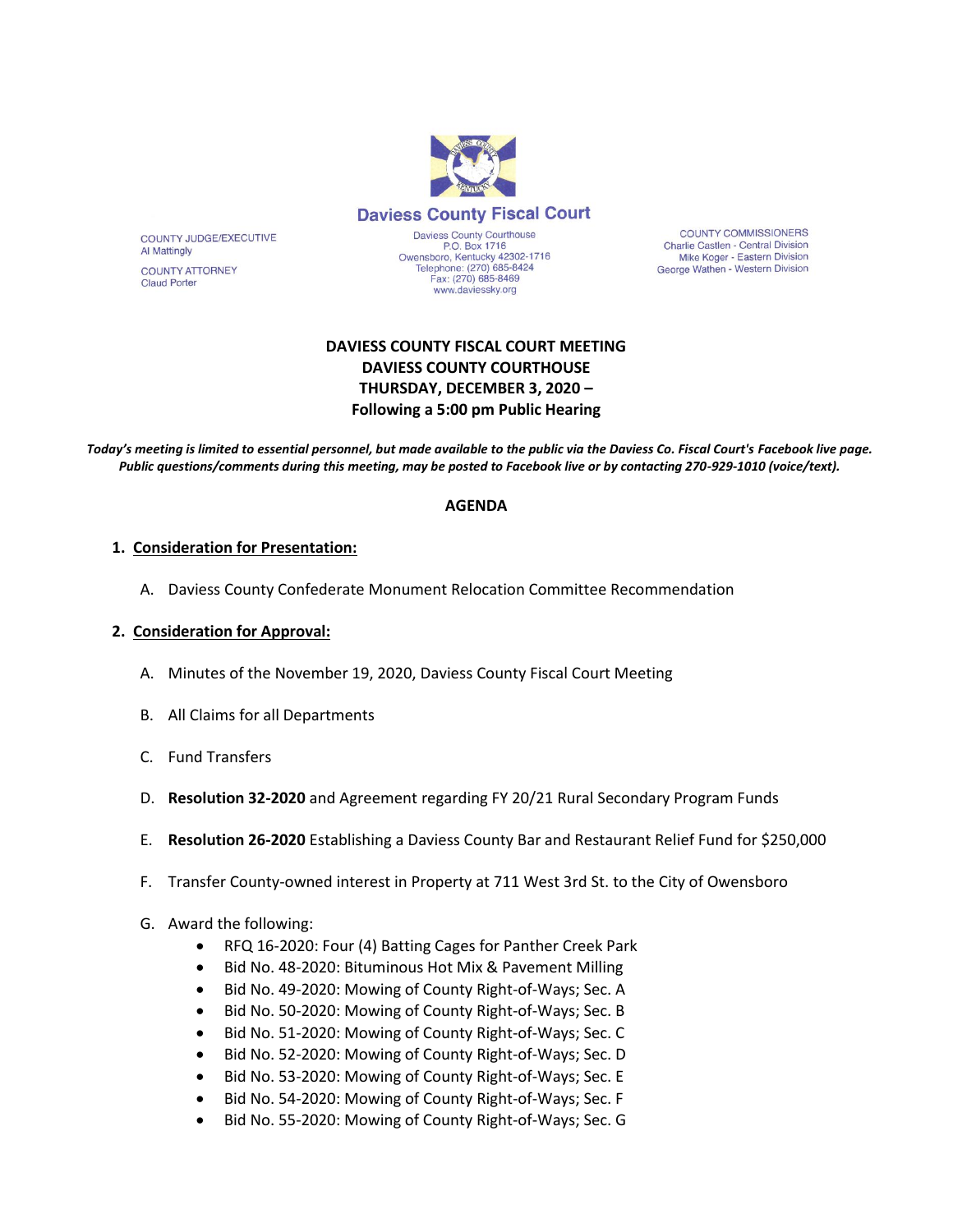**Daviess County Fiscal Court**

Daviess County Courthouse
P.O. Box 1716
Owensboro, Kentucky 42302-1716
Telephone: (270) 685-8424
Fax: (270) 685-8469
www.daviessky.org

COUNTY JUDGE/EXECUTIVE
Al Mattingly

COUNTY ATTORNEY
Claud Porter

COUNTY COMMISSIONERS
Charlie Castlen - Central Division
Mike Koger - Eastern Division
George Wathen - Western Division

**DAVIESS COUNTY FISCAL COURT MEETING**
**DAVIESS COUNTY COURTHOUSE**
**THURSDAY, DECEMBER 3, 2020 –**
**Following a 5:00 pm Public Hearing**

***Today's meeting is limited to essential personnel, but made available to the public via the Daviess Co. Fiscal Court's Facebook live page. Public questions/comments during this meeting, may be posted to Facebook live or by contacting 270-929-1010 (voice/text).***

## AGENDA

1. **Consideration for Presentation:**

   A. Daviess County Confederate Monument Relocation Committee Recommendation

2. **Consideration for Approval:**

   A. Minutes of the November 19, 2020, Daviess County Fiscal Court Meeting

   B. All Claims for all Departments

   C. Fund Transfers

   D. **Resolution 32-2020** and Agreement regarding FY 20/21 Rural Secondary Program Funds

   E. **Resolution 26-2020** Establishing a Daviess County Bar and Restaurant Relief Fund for $250,000

   F. Transfer County-owned interest in Property at 711 West 3rd St. to the City of Owensboro

   G. Award the following:
      - RFQ 16-2020: Four (4) Batting Cages for Panther Creek Park
      - Bid No. 48-2020: Bituminous Hot Mix & Pavement Milling
      - Bid No. 49-2020: Mowing of County Right-of-Ways; Sec. A
      - Bid No. 50-2020: Mowing of County Right-of-Ways; Sec. B
      - Bid No. 51-2020: Mowing of County Right-of-Ways; Sec. C
      - Bid No. 52-2020: Mowing of County Right-of-Ways; Sec. D
      - Bid No. 53-2020: Mowing of County Right-of-Ways; Sec. E
      - Bid No. 54-2020: Mowing of County Right-of-Ways; Sec. F
      - Bid No. 55-2020: Mowing of County Right-of-Ways; Sec. G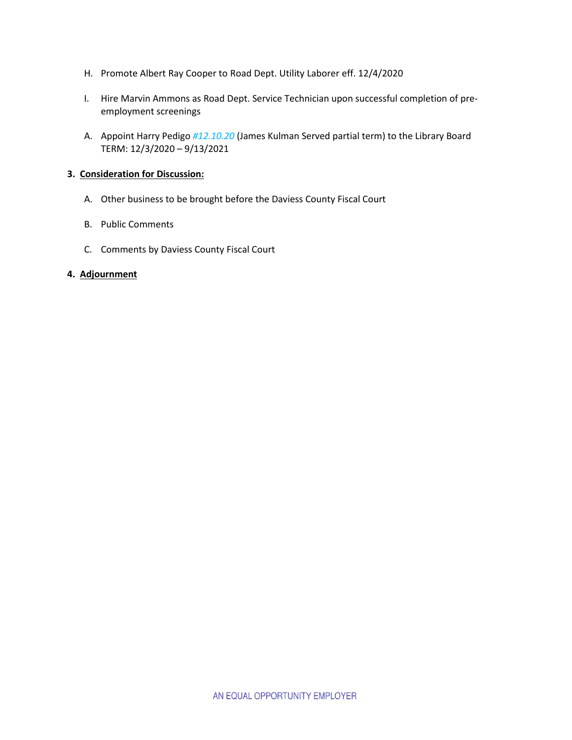H. Promote Albert Ray Cooper to Road Dept. Utility Laborer eff. 12/4/2020

I. Hire Marvin Ammons as Road Dept. Service Technician upon successful completion of pre-employment screenings

A. Appoint Harry Pedigo *#12.10.20* (James Kulman Served partial term) to the Library Board TERM: 12/3/2020 – 9/13/2021

**3. Consideration for Discussion:**

A. Other business to be brought before the Daviess County Fiscal Court

B. Public Comments

C. Comments by Daviess County Fiscal Court

**4. Adjournment**

AN EQUAL OPPORTUNITY EMPLOYER